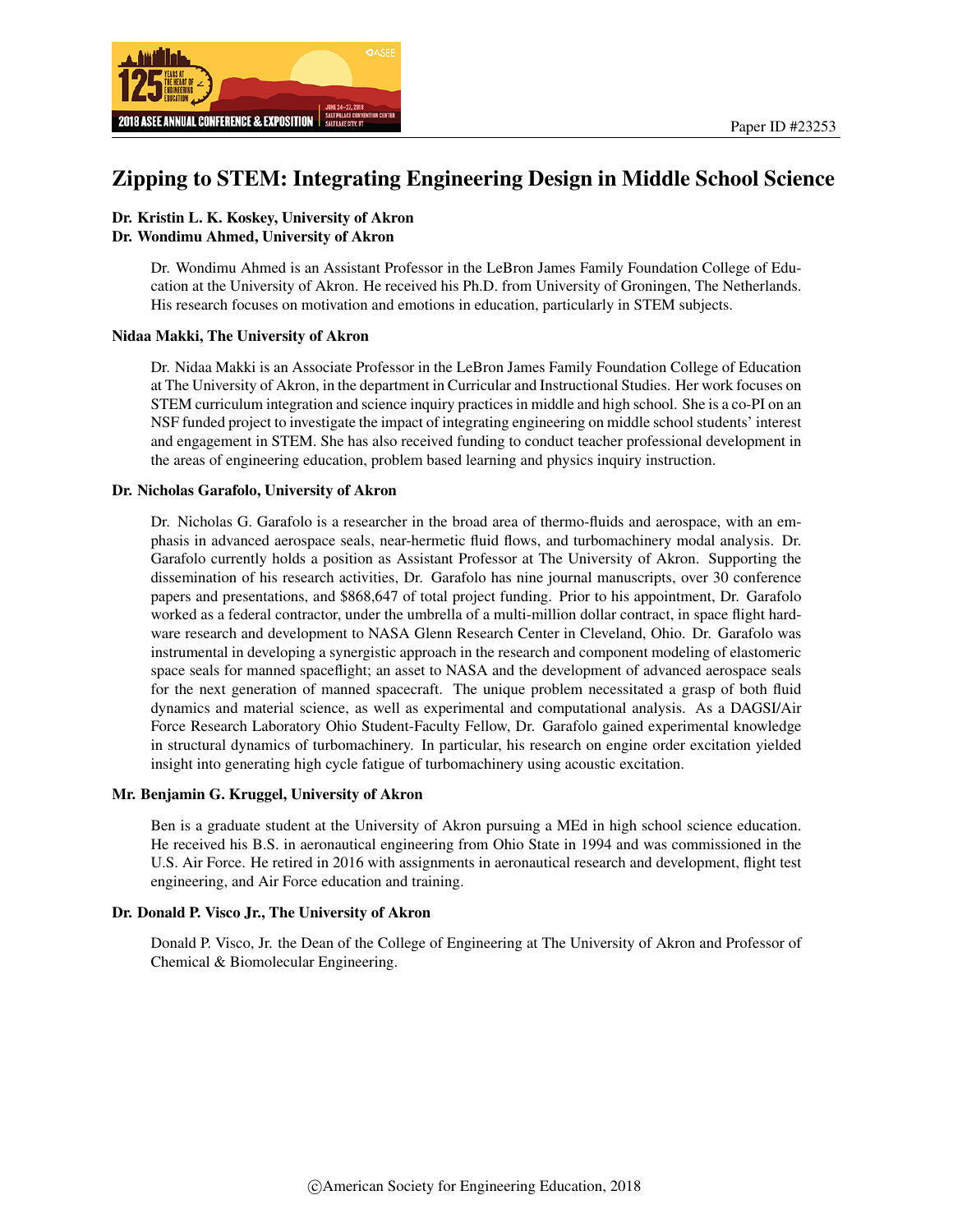# Zipping to STEM: Integrating Engineering Design in Middle School Science

**Dr. Kristin L. K. Koskey, University of Akron**
**Dr. Wondimu Ahmed, University of Akron**

Dr. Wondimu Ahmed is an Assistant Professor in the LeBron James Family Foundation College of Education at the University of Akron. He received his Ph.D. from University of Groningen, The Netherlands. His research focuses on motivation and emotions in education, particularly in STEM subjects.

**Nidaa Makki, The University of Akron**

Dr. Nidaa Makki is an Associate Professor in the LeBron James Family Foundation College of Education at The University of Akron, in the department in Curricular and Instructional Studies. Her work focuses on STEM curriculum integration and science inquiry practices in middle and high school. She is a co-PI on an NSF funded project to investigate the impact of integrating engineering on middle school students' interest and engagement in STEM. She has also received funding to conduct teacher professional development in the areas of engineering education, problem based learning and physics inquiry instruction.

**Dr. Nicholas Garafolo, University of Akron**

Dr. Nicholas G. Garafolo is a researcher in the broad area of thermo-fluids and aerospace, with an emphasis in advanced aerospace seals, near-hermetic fluid flows, and turbomachinery modal analysis. Dr. Garafolo currently holds a position as Assistant Professor at The University of Akron. Supporting the dissemination of his research activities, Dr. Garafolo has nine journal manuscripts, over 30 conference papers and presentations, and $868,647 of total project funding. Prior to his appointment, Dr. Garafolo worked as a federal contractor, under the umbrella of a multi-million dollar contract, in space flight hardware research and development to NASA Glenn Research Center in Cleveland, Ohio. Dr. Garafolo was instrumental in developing a synergistic approach in the research and component modeling of elastomeric space seals for manned spaceflight; an asset to NASA and the development of advanced aerospace seals for the next generation of manned spacecraft. The unique problem necessitated a grasp of both fluid dynamics and material science, as well as experimental and computational analysis. As a DAGSI/Air Force Research Laboratory Ohio Student-Faculty Fellow, Dr. Garafolo gained experimental knowledge in structural dynamics of turbomachinery. In particular, his research on engine order excitation yielded insight into generating high cycle fatigue of turbomachinery using acoustic excitation.

**Mr. Benjamin G. Kruggel, University of Akron**

Ben is a graduate student at the University of Akron pursuing a MEd in high school science education. He received his B.S. in aeronautical engineering from Ohio State in 1994 and was commissioned in the U.S. Air Force. He retired in 2016 with assignments in aeronautical research and development, flight test engineering, and Air Force education and training.

**Dr. Donald P. Visco Jr., The University of Akron**

Donald P. Visco, Jr. the Dean of the College of Engineering at The University of Akron and Professor of Chemical & Biomolecular Engineering.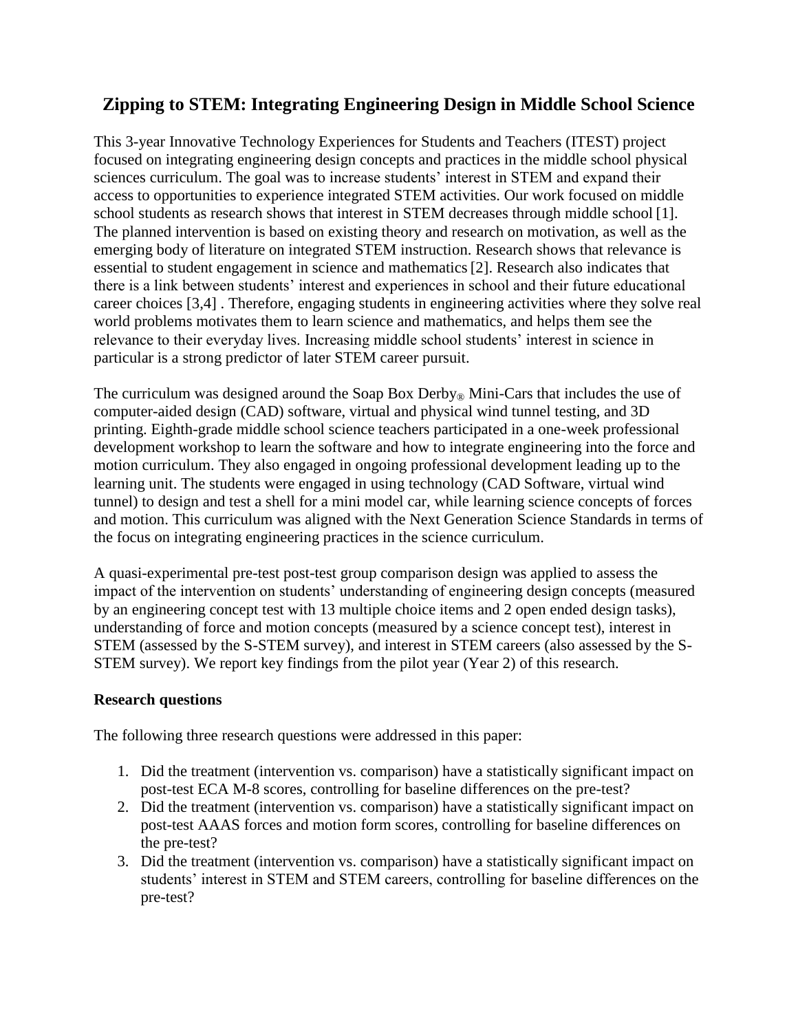# Zipping to STEM: Integrating Engineering Design in Middle School Science

This 3-year Innovative Technology Experiences for Students and Teachers (ITEST) project focused on integrating engineering design concepts and practices in the middle school physical sciences curriculum. The goal was to increase students' interest in STEM and expand their access to opportunities to experience integrated STEM activities. Our work focused on middle school students as research shows that interest in STEM decreases through middle school [1]. The planned intervention is based on existing theory and research on motivation, as well as the emerging body of literature on integrated STEM instruction. Research shows that relevance is essential to student engagement in science and mathematics [2]. Research also indicates that there is a link between students' interest and experiences in school and their future educational career choices [3,4] . Therefore, engaging students in engineering activities where they solve real world problems motivates them to learn science and mathematics, and helps them see the relevance to their everyday lives. Increasing middle school students' interest in science in particular is a strong predictor of later STEM career pursuit.

The curriculum was designed around the Soap Box Derby® Mini-Cars that includes the use of computer-aided design (CAD) software, virtual and physical wind tunnel testing, and 3D printing. Eighth-grade middle school science teachers participated in a one-week professional development workshop to learn the software and how to integrate engineering into the force and motion curriculum. They also engaged in ongoing professional development leading up to the learning unit. The students were engaged in using technology (CAD Software, virtual wind tunnel) to design and test a shell for a mini model car, while learning science concepts of forces and motion. This curriculum was aligned with the Next Generation Science Standards in terms of the focus on integrating engineering practices in the science curriculum.

A quasi-experimental pre-test post-test group comparison design was applied to assess the impact of the intervention on students' understanding of engineering design concepts (measured by an engineering concept test with 13 multiple choice items and 2 open ended design tasks), understanding of force and motion concepts (measured by a science concept test), interest in STEM (assessed by the S-STEM survey), and interest in STEM careers (also assessed by the S-STEM survey). We report key findings from the pilot year (Year 2) of this research.

**Research questions**

The following three research questions were addressed in this paper:

1. Did the treatment (intervention vs. comparison) have a statistically significant impact on post-test ECA M-8 scores, controlling for baseline differences on the pre-test?
2. Did the treatment (intervention vs. comparison) have a statistically significant impact on post-test AAAS forces and motion form scores, controlling for baseline differences on the pre-test?
3. Did the treatment (intervention vs. comparison) have a statistically significant impact on students' interest in STEM and STEM careers, controlling for baseline differences on the pre-test?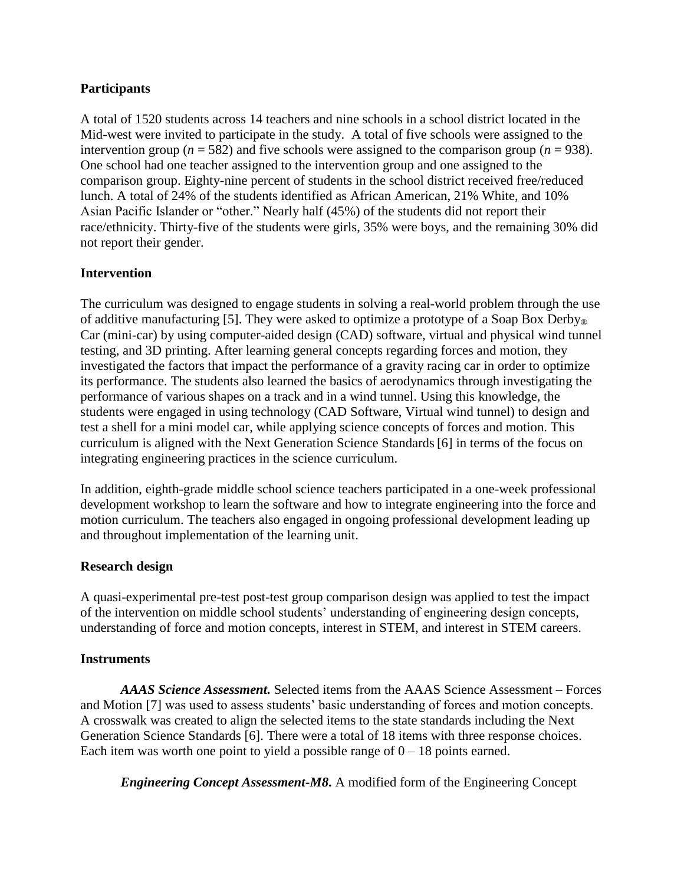## Participants

A total of 1520 students across 14 teachers and nine schools in a school district located in the Mid-west were invited to participate in the study. A total of five schools were assigned to the intervention group ($n$ = 582) and five schools were assigned to the comparison group ($n$ = 938). One school had one teacher assigned to the intervention group and one assigned to the comparison group. Eighty-nine percent of students in the school district received free/reduced lunch. A total of 24% of the students identified as African American, 21% White, and 10% Asian Pacific Islander or "other." Nearly half (45%) of the students did not report their race/ethnicity. Thirty-five of the students were girls, 35% were boys, and the remaining 30% did not report their gender.

## Intervention

The curriculum was designed to engage students in solving a real-world problem through the use of additive manufacturing [5]. They were asked to optimize a prototype of a Soap Box Derby® Car (mini-car) by using computer-aided design (CAD) software, virtual and physical wind tunnel testing, and 3D printing. After learning general concepts regarding forces and motion, they investigated the factors that impact the performance of a gravity racing car in order to optimize its performance. The students also learned the basics of aerodynamics through investigating the performance of various shapes on a track and in a wind tunnel. Using this knowledge, the students were engaged in using technology (CAD Software, Virtual wind tunnel) to design and test a shell for a mini model car, while applying science concepts of forces and motion. This curriculum is aligned with the Next Generation Science Standards [6] in terms of the focus on integrating engineering practices in the science curriculum.

In addition, eighth-grade middle school science teachers participated in a one-week professional development workshop to learn the software and how to integrate engineering into the force and motion curriculum. The teachers also engaged in ongoing professional development leading up and throughout implementation of the learning unit.

## Research design

A quasi-experimental pre-test post-test group comparison design was applied to test the impact of the intervention on middle school students' understanding of engineering design concepts, understanding of force and motion concepts, interest in STEM, and interest in STEM careers.

## Instruments

***AAAS Science Assessment.*** Selected items from the AAAS Science Assessment – Forces and Motion [7] was used to assess students' basic understanding of forces and motion concepts. A crosswalk was created to align the selected items to the state standards including the Next Generation Science Standards [6]. There were a total of 18 items with three response choices. Each item was worth one point to yield a possible range of 0 – 18 points earned.

***Engineering Concept Assessment-M8.*** A modified form of the Engineering Concept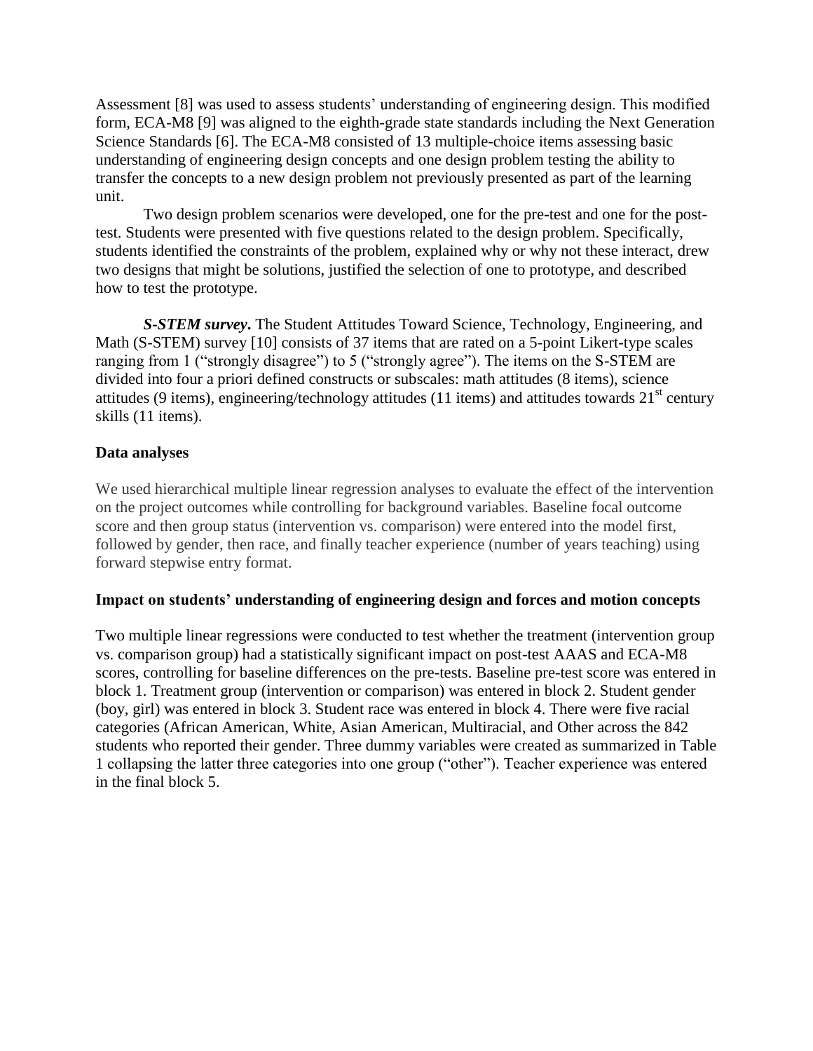Assessment [8] was used to assess students' understanding of engineering design. This modified form, ECA-M8 [9] was aligned to the eighth-grade state standards including the Next Generation Science Standards [6]. The ECA-M8 consisted of 13 multiple-choice items assessing basic understanding of engineering design concepts and one design problem testing the ability to transfer the concepts to a new design problem not previously presented as part of the learning unit.

Two design problem scenarios were developed, one for the pre-test and one for the post-test. Students were presented with five questions related to the design problem. Specifically, students identified the constraints of the problem, explained why or why not these interact, drew two designs that might be solutions, justified the selection of one to prototype, and described how to test the prototype.

***S-STEM survey*.** The Student Attitudes Toward Science, Technology, Engineering, and Math (S-STEM) survey [10] consists of 37 items that are rated on a 5-point Likert-type scales ranging from 1 ("strongly disagree") to 5 ("strongly agree"). The items on the S-STEM are divided into four a priori defined constructs or subscales: math attitudes (8 items), science attitudes (9 items), engineering/technology attitudes (11 items) and attitudes towards 21st century skills (11 items).

### Data analyses

We used hierarchical multiple linear regression analyses to evaluate the effect of the intervention on the project outcomes while controlling for background variables. Baseline focal outcome score and then group status (intervention vs. comparison) were entered into the model first, followed by gender, then race, and finally teacher experience (number of years teaching) using forward stepwise entry format.

### Impact on students' understanding of engineering design and forces and motion concepts

Two multiple linear regressions were conducted to test whether the treatment (intervention group vs. comparison group) had a statistically significant impact on post-test AAAS and ECA-M8 scores, controlling for baseline differences on the pre-tests. Baseline pre-test score was entered in block 1. Treatment group (intervention or comparison) was entered in block 2. Student gender (boy, girl) was entered in block 3. Student race was entered in block 4. There were five racial categories (African American, White, Asian American, Multiracial, and Other across the 842 students who reported their gender. Three dummy variables were created as summarized in Table 1 collapsing the latter three categories into one group ("other"). Teacher experience was entered in the final block 5.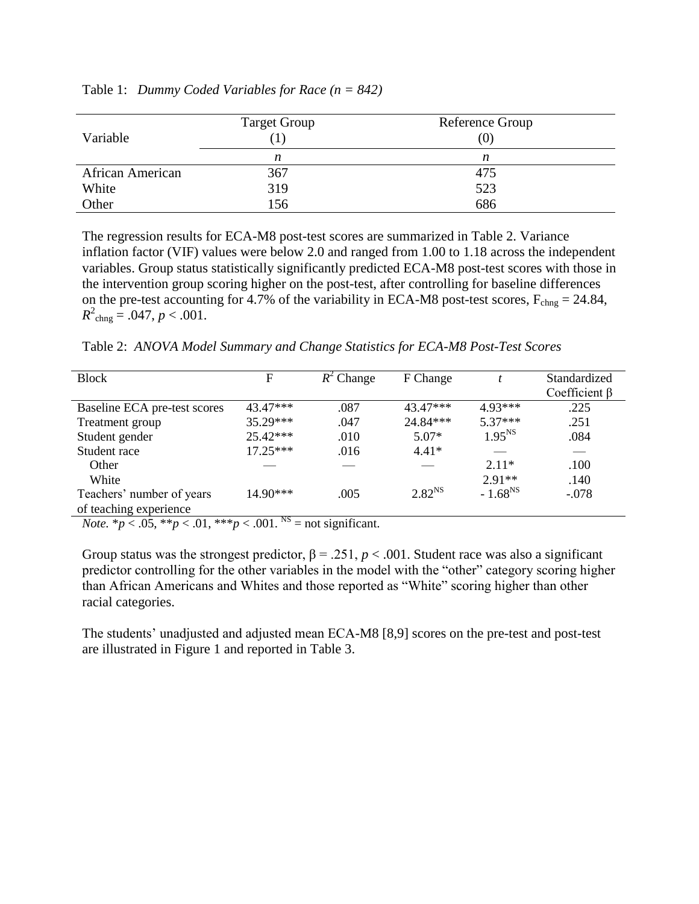Table 1: *Dummy Coded Variables for Race (n = 842)*

| Variable | Target Group (1) | Reference Group (0) |
|---|---|---|
| | *n* | *n* |
| African American | 367 | 475 |
| White | 319 | 523 |
| Other | 156 | 686 |

The regression results for ECA-M8 post-test scores are summarized in Table 2. Variance inflation factor (VIF) values were below 2.0 and ranged from 1.00 to 1.18 across the independent variables. Group status statistically significantly predicted ECA-M8 post-test scores with those in the intervention group scoring higher on the post-test, after controlling for baseline differences on the pre-test accounting for 4.7% of the variability in ECA-M8 post-test scores, $F_{chng} = 24.84$, $R^2_{chng} = .047$, $p < .001$.

Table 2: *ANOVA Model Summary and Change Statistics for ECA-M8 Post-Test Scores*

| Block | F | $R^2$ Change | F Change | *t* | Standardized Coefficient β |
|---|---|---|---|---|---|
| Baseline ECA pre-test scores | 43.47*** | .087 | 43.47*** | 4.93*** | .225 |
| Treatment group | 35.29*** | .047 | 24.84*** | 5.37*** | .251 |
| Student gender | 25.42*** | .010 | 5.07* | $1.95^{NS}$ | .084 |
| Student race | 17.25*** | .016 | 4.41* | — | — |
| Other | — | — | — | 2.11* | .100 |
| White | | | | 2.91** | .140 |
| Teachers' number of years of teaching experience | 14.90*** | .005 | $2.82^{NS}$ | $-1.68^{NS}$ | -.078 |

*Note.* *$p < .05$, **$p < .01$, ***$p < .001$. $^{NS}$ = not significant.

Group status was the strongest predictor, β = .251, $p < .001$. Student race was also a significant predictor controlling for the other variables in the model with the "other" category scoring higher than African Americans and Whites and those reported as "White" scoring higher than other racial categories.

The students' unadjusted and adjusted mean ECA-M8 [8,9] scores on the pre-test and post-test are illustrated in Figure 1 and reported in Table 3.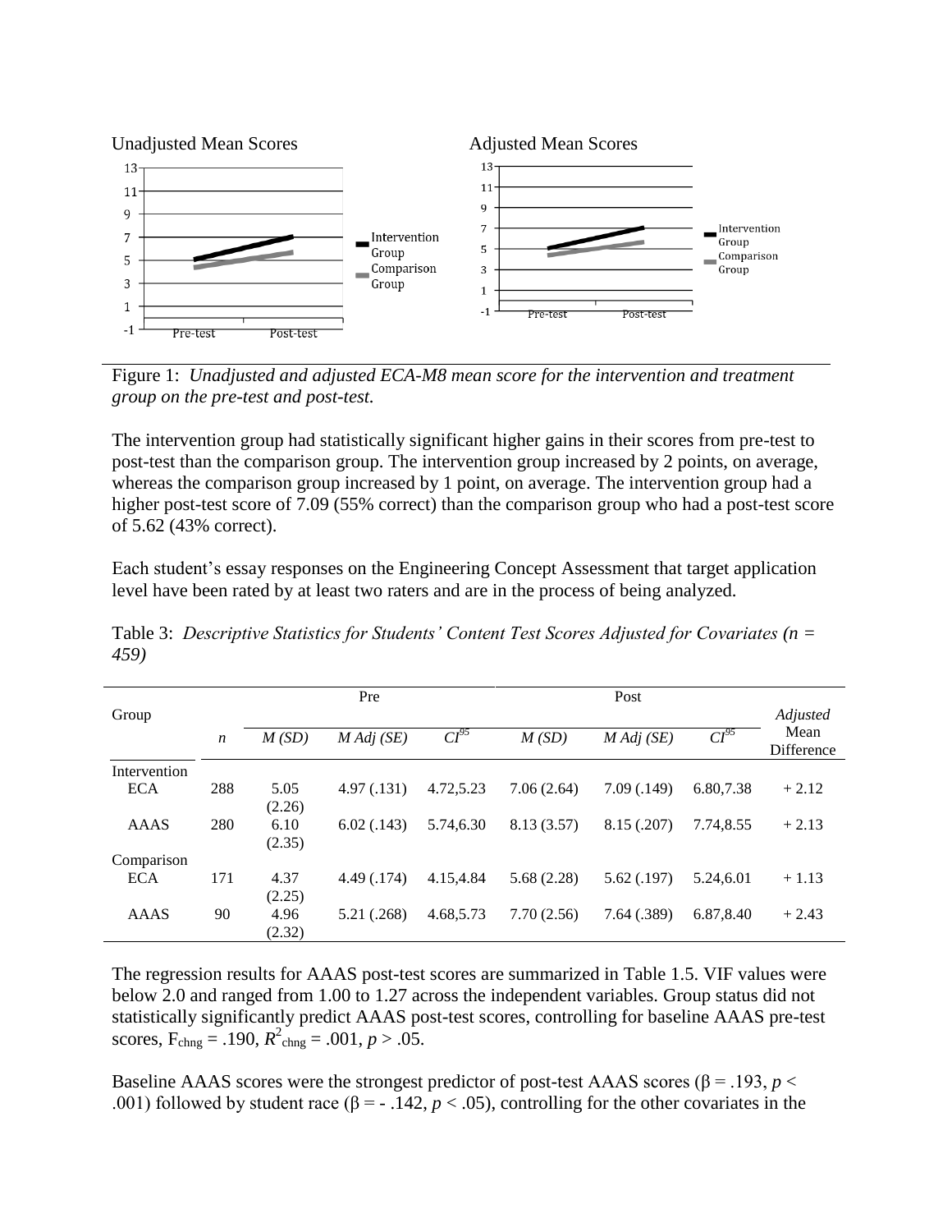Unadjusted Mean Scores

Adjusted Mean Scores

Figure 1: *Unadjusted and adjusted ECA-M8 mean score for the intervention and treatment group on the pre-test and post-test.*

The intervention group had statistically significant higher gains in their scores from pre-test to post-test than the comparison group. The intervention group increased by 2 points, on average, whereas the comparison group increased by 1 point, on average. The intervention group had a higher post-test score of 7.09 (55% correct) than the comparison group who had a post-test score of 5.62 (43% correct).

Each student's essay responses on the Engineering Concept Assessment that target application level have been rated by at least two raters and are in the process of being analyzed.

Table 3: *Descriptive Statistics for Students' Content Test Scores Adjusted for Covariates (n = 459)*

| Group | | Pre | | | Post | | | Adjusted Mean Difference |
|---|---|---|---|---|---|---|---|---|
| | *n* | *M (SD)* | *M Adj (SE)* | $CI^{95}$ | *M (SD)* | *M Adj (SE)* | $CI^{95}$ | |
| Intervention | | | | | | | | |
| ECA | 288 | 5.05 (2.26) | 4.97 (.131) | 4.72,5.23 | 7.06 (2.64) | 7.09 (.149) | 6.80,7.38 | + 2.12 |
| AAAS | 280 | 6.10 (2.35) | 6.02 (.143) | 5.74,6.30 | 8.13 (3.57) | 8.15 (.207) | 7.74,8.55 | + 2.13 |
| Comparison | | | | | | | | |
| ECA | 171 | 4.37 (2.25) | 4.49 (.174) | 4.15,4.84 | 5.68 (2.28) | 5.62 (.197) | 5.24,6.01 | + 1.13 |
| AAAS | 90 | 4.96 (2.32) | 5.21 (.268) | 4.68,5.73 | 7.70 (2.56) | 7.64 (.389) | 6.87,8.40 | + 2.43 |

The regression results for AAAS post-test scores are summarized in Table 1.5. VIF values were below 2.0 and ranged from 1.00 to 1.27 across the independent variables. Group status did not statistically significantly predict AAAS post-test scores, controlling for baseline AAAS pre-test scores, $F_{chng} = .190$, $R^2_{chng} = .001$, $p > .05$.

Baseline AAAS scores were the strongest predictor of post-test AAAS scores ($\beta = .193$, $p < .001$) followed by student race ($\beta = -.142$, $p < .05$), controlling for the other covariates in the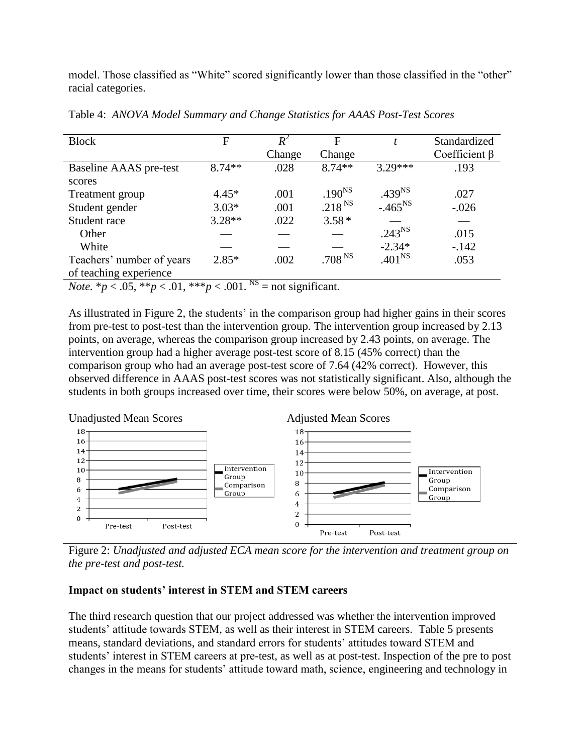model. Those classified as "White" scored significantly lower than those classified in the "other" racial categories.

Table 4: *ANOVA Model Summary and Change Statistics for AAAS Post-Test Scores*

| Block | F | $R^2$ Change | F Change | $t$ | Standardized Coefficient β |
|---|---|---|---|---|---|
| Baseline AAAS pre-test scores | 8.74** | .028 | 8.74** | 3.29*** | .193 |
| Treatment group | 4.45* | .001 | .190$^{NS}$ | .439$^{NS}$ | .027 |
| Student gender | 3.03* | .001 | .218$^{NS}$ | -.465$^{NS}$ | -.026 |
| Student race | 3.28** | .022 | 3.58* | — | — |
| Other | — | — | — | .243$^{NS}$ | .015 |
| White | — | — | — | -2.34* | -.142 |
| Teachers' number of years of teaching experience | 2.85* | .002 | .708$^{NS}$ | .401$^{NS}$ | .053 |

*Note.* *$p < .05$, **$p < .01$, ***$p < .001$. $^{NS}$ = not significant.

As illustrated in Figure 2, the students' in the comparison group had higher gains in their scores from pre-test to post-test than the intervention group. The intervention group increased by 2.13 points, on average, whereas the comparison group increased by 2.43 points, on average. The intervention group had a higher average post-test score of 8.15 (45% correct) than the comparison group who had an average post-test score of 7.64 (42% correct). However, this observed difference in AAAS post-test scores was not statistically significant. Also, although the students in both groups increased over time, their scores were below 50%, on average, at post.

Figure 2: *Unadjusted and adjusted ECA mean score for the intervention and treatment group on the pre-test and post-test.*

### Impact on students' interest in STEM and STEM careers

The third research question that our project addressed was whether the intervention improved students' attitude towards STEM, as well as their interest in STEM careers. Table 5 presents means, standard deviations, and standard errors for students' attitudes toward STEM and students' interest in STEM careers at pre-test, as well as at post-test. Inspection of the pre to post changes in the means for students' attitude toward math, science, engineering and technology in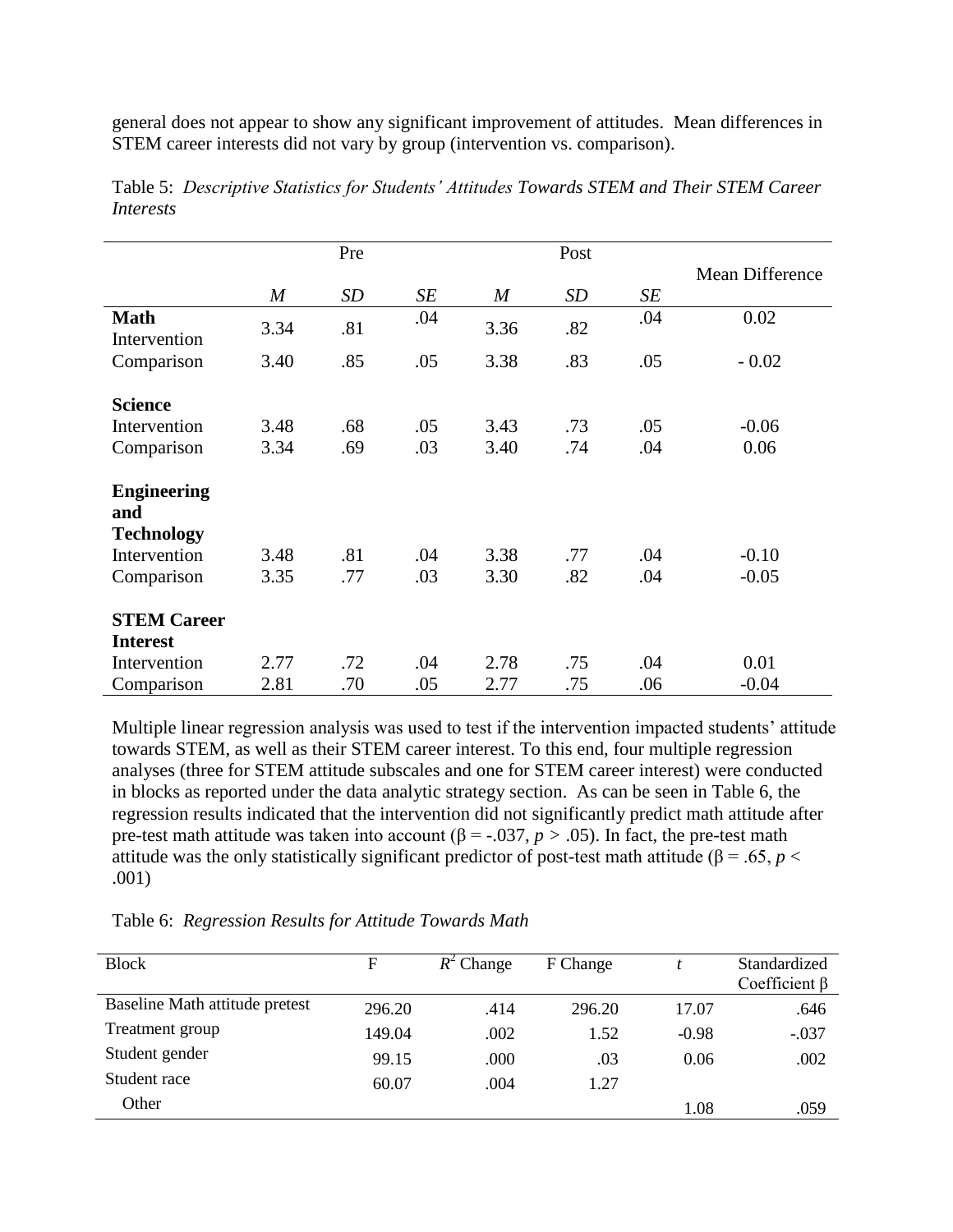general does not appear to show any significant improvement of attitudes. Mean differences in STEM career interests did not vary by group (intervention vs. comparison).

Table 5: *Descriptive Statistics for Students' Attitudes Towards STEM and Their STEM Career Interests*

| | Pre | | | Post | | | Mean Difference |
|---|---|---|---|---|---|---|---|
| | *M* | *SD* | *SE* | *M* | *SD* | *SE* | |
| **Math** | | | | | | | |
| Intervention | 3.34 | .81 | .04 | 3.36 | .82 | .04 | 0.02 |
| Comparison | 3.40 | .85 | .05 | 3.38 | .83 | .05 | - 0.02 |
| **Science** | | | | | | | |
| Intervention | 3.48 | .68 | .05 | 3.43 | .73 | .05 | -0.06 |
| Comparison | 3.34 | .69 | .03 | 3.40 | .74 | .04 | 0.06 |
| **Engineering and Technology** | | | | | | | |
| Intervention | 3.48 | .81 | .04 | 3.38 | .77 | .04 | -0.10 |
| Comparison | 3.35 | .77 | .03 | 3.30 | .82 | .04 | -0.05 |
| **STEM Career Interest** | | | | | | | |
| Intervention | 2.77 | .72 | .04 | 2.78 | .75 | .04 | 0.01 |
| Comparison | 2.81 | .70 | .05 | 2.77 | .75 | .06 | -0.04 |

Multiple linear regression analysis was used to test if the intervention impacted students' attitude towards STEM, as well as their STEM career interest. To this end, four multiple regression analyses (three for STEM attitude subscales and one for STEM career interest) were conducted in blocks as reported under the data analytic strategy section. As can be seen in Table 6, the regression results indicated that the intervention did not significantly predict math attitude after pre-test math attitude was taken into account ($\beta = -.037$, $p > .05$). In fact, the pre-test math attitude was the only statistically significant predictor of post-test math attitude ($\beta = .65$, $p < .001$)

Table 6: *Regression Results for Attitude Towards Math*

| Block | F | $R^2$ Change | F Change | *t* | Standardized Coefficient β |
|---|---|---|---|---|---|
| Baseline Math attitude pretest | 296.20 | .414 | 296.20 | 17.07 | .646 |
| Treatment group | 149.04 | .002 | 1.52 | -0.98 | -.037 |
| Student gender | 99.15 | .000 | .03 | 0.06 | .002 |
| Student race | 60.07 | .004 | 1.27 | | |
| Other | | | | 1.08 | .059 |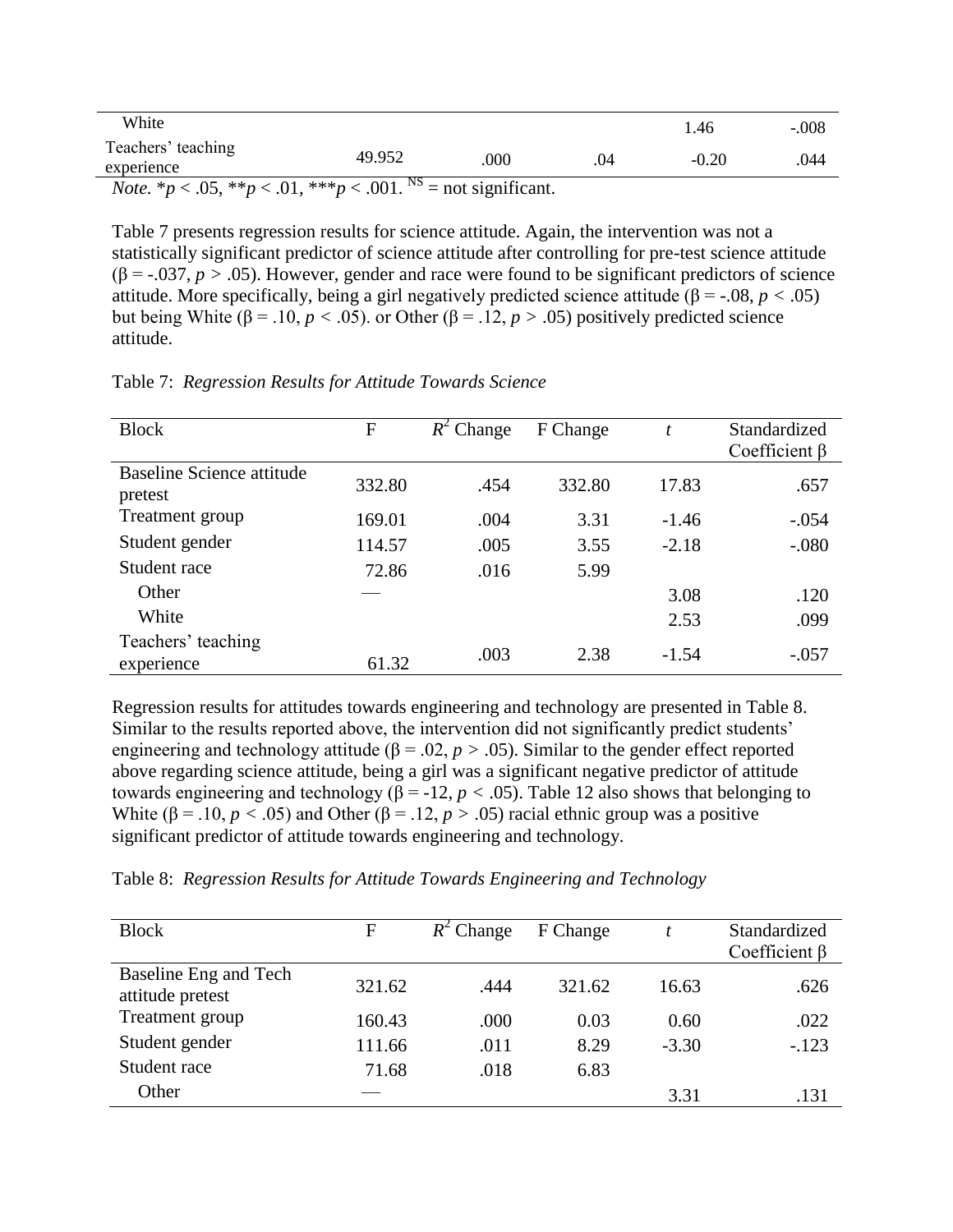| | | | | | |
|---|---|---|---|---|---|
| White | | | | 1.46 | -.008 |
| Teachers' teaching experience | 49.952 | .000 | .04 | -0.20 | .044 |

*Note.* $*p < .05$, $**p < .01$, $***p < .001$. NS = not significant.

Table 7 presents regression results for science attitude. Again, the intervention was not a statistically significant predictor of science attitude after controlling for pre-test science attitude ($\beta = -.037$, $p > .05$). However, gender and race were found to be significant predictors of science attitude. More specifically, being a girl negatively predicted science attitude ($\beta = -.08$, $p < .05$) but being White ($\beta = .10$, $p < .05$). or Other ($\beta = .12$, $p > .05$) positively predicted science attitude.

Table 7: *Regression Results for Attitude Towards Science*

| Block | F | $R^2$ Change | F Change | *t* | Standardized Coefficient β |
|---|---|---|---|---|---|
| Baseline Science attitude pretest | 332.80 | .454 | 332.80 | 17.83 | .657 |
| Treatment group | 169.01 | .004 | 3.31 | -1.46 | -.054 |
| Student gender | 114.57 | .005 | 3.55 | -2.18 | -.080 |
| Student race | 72.86 | .016 | 5.99 | | |
| Other | — | | | 3.08 | .120 |
| White | | | | 2.53 | .099 |
| Teachers' teaching experience | 61.32 | .003 | 2.38 | -1.54 | -.057 |

Regression results for attitudes towards engineering and technology are presented in Table 8. Similar to the results reported above, the intervention did not significantly predict students' engineering and technology attitude ($\beta = .02$, $p > .05$). Similar to the gender effect reported above regarding science attitude, being a girl was a significant negative predictor of attitude towards engineering and technology ($\beta = -12$, $p < .05$). Table 12 also shows that belonging to White ($\beta = .10$, $p < .05$) and Other ($\beta = .12$, $p > .05$) racial ethnic group was a positive significant predictor of attitude towards engineering and technology.

Table 8: *Regression Results for Attitude Towards Engineering and Technology*

| Block | F | $R^2$ Change | F Change | *t* | Standardized Coefficient β |
|---|---|---|---|---|---|
| Baseline Eng and Tech attitude pretest | 321.62 | .444 | 321.62 | 16.63 | .626 |
| Treatment group | 160.43 | .000 | 0.03 | 0.60 | .022 |
| Student gender | 111.66 | .011 | 8.29 | -3.30 | -.123 |
| Student race | 71.68 | .018 | 6.83 | | |
| Other | — | | | 3.31 | .131 |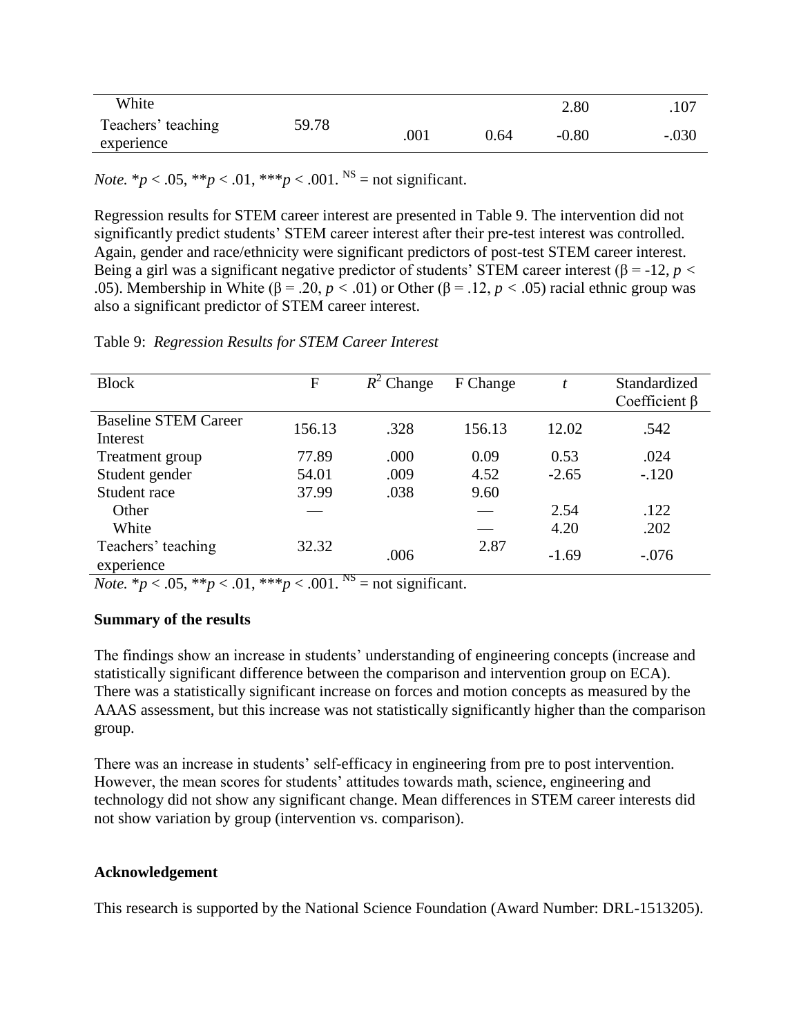| | | | | | |
|---|---|---|---|---|---|
| White | | | | 2.80 | .107 |
| Teachers' teaching experience | 59.78 | .001 | 0.64 | -0.80 | -.030 |

*Note.* $^{*}p < .05$, $^{**}p < .01$, $^{***}p < .001$. NS = not significant.

Regression results for STEM career interest are presented in Table 9. The intervention did not significantly predict students' STEM career interest after their pre-test interest was controlled. Again, gender and race/ethnicity were significant predictors of post-test STEM career interest. Being a girl was a significant negative predictor of students' STEM career interest ($\beta$ = -12, $p <$ .05). Membership in White ($\beta = .20$, $p < .01$) or Other ($\beta = .12$, $p < .05$) racial ethnic group was also a significant predictor of STEM career interest.

Table 9: *Regression Results for STEM Career Interest*

| Block | F | $R^2$ Change | F Change | $t$ | Standardized Coefficient $\beta$ |
|---|---|---|---|---|---|
| Baseline STEM Career Interest | 156.13 | .328 | 156.13 | 12.02 | .542 |
| Treatment group | 77.89 | .000 | 0.09 | 0.53 | .024 |
| Student gender | 54.01 | .009 | 4.52 | -2.65 | -.120 |
| Student race | 37.99 | .038 | 9.60 | | |
| Other | — | | — | 2.54 | .122 |
| White | | | — | 4.20 | .202 |
| Teachers' teaching experience | 32.32 | .006 | 2.87 | -1.69 | -.076 |

*Note.* $^{*}p < .05$, $^{**}p < .01$, $^{***}p < .001$. NS = not significant.

**Summary of the results**

The findings show an increase in students' understanding of engineering concepts (increase and statistically significant difference between the comparison and intervention group on ECA). There was a statistically significant increase on forces and motion concepts as measured by the AAAS assessment, but this increase was not statistically significantly higher than the comparison group.

There was an increase in students' self-efficacy in engineering from pre to post intervention. However, the mean scores for students' attitudes towards math, science, engineering and technology did not show any significant change. Mean differences in STEM career interests did not show variation by group (intervention vs. comparison).

**Acknowledgement**

This research is supported by the National Science Foundation (Award Number: DRL-1513205).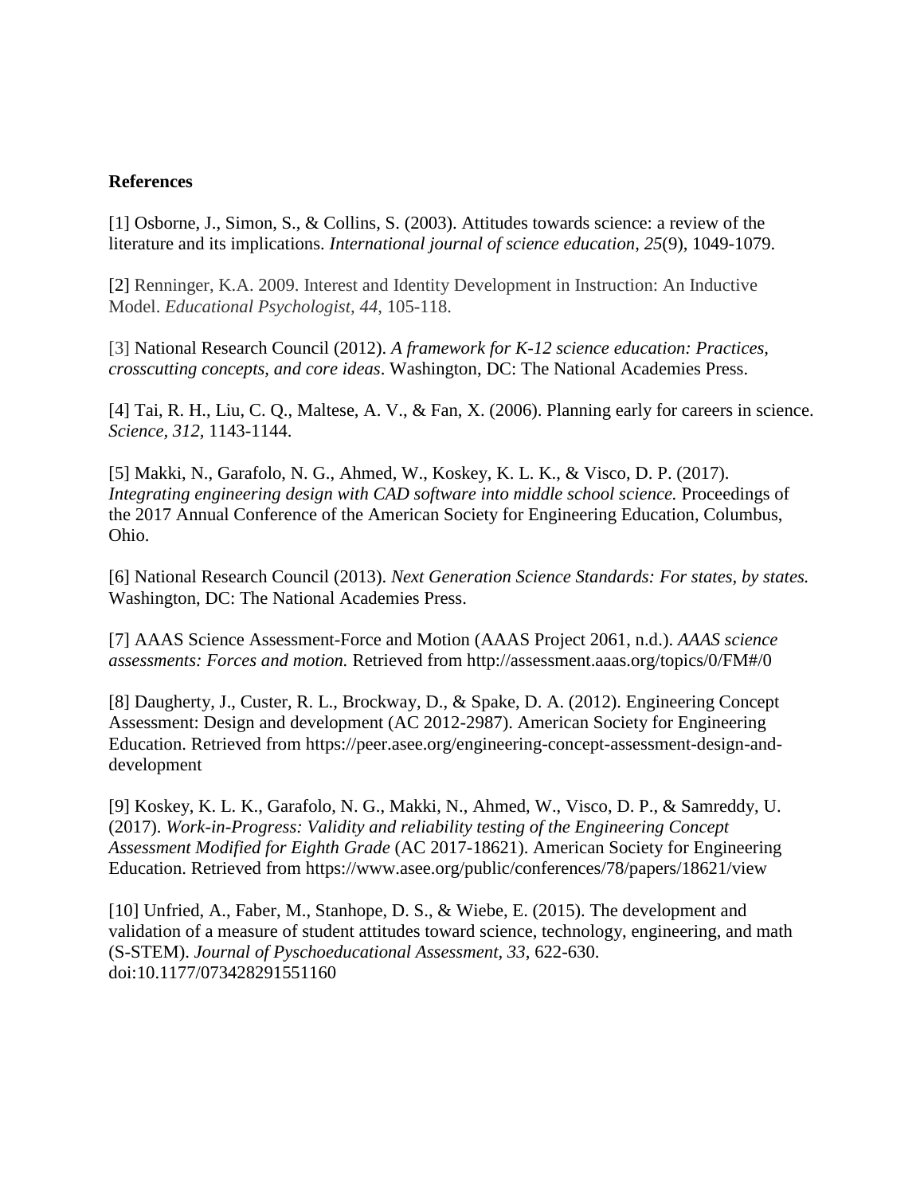**References**

[1] Osborne, J., Simon, S., & Collins, S. (2003). Attitudes towards science: a review of the literature and its implications. *International journal of science education*, *25*(9), 1049-1079.

[2] Renninger, K.A. 2009. Interest and Identity Development in Instruction: An Inductive Model. *Educational Psychologist, 44*, 105-118.

[3] National Research Council (2012). *A framework for K-12 science education: Practices, crosscutting concepts, and core ideas*. Washington, DC: The National Academies Press.

[4] Tai, R. H., Liu, C. Q., Maltese, A. V., & Fan, X. (2006). Planning early for careers in science. *Science, 312*, 1143-1144.

[5] Makki, N., Garafolo, N. G., Ahmed, W., Koskey, K. L. K., & Visco, D. P. (2017). *Integrating engineering design with CAD software into middle school science.* Proceedings of the 2017 Annual Conference of the American Society for Engineering Education, Columbus, Ohio.

[6] National Research Council (2013). *Next Generation Science Standards: For states, by states.* Washington, DC: The National Academies Press.

[7] AAAS Science Assessment-Force and Motion (AAAS Project 2061, n.d.). *AAAS science assessments: Forces and motion.* Retrieved from http://assessment.aaas.org/topics/0/FM#/0

[8] Daugherty, J., Custer, R. L., Brockway, D., & Spake, D. A. (2012). Engineering Concept Assessment: Design and development (AC 2012-2987). American Society for Engineering Education. Retrieved from https://peer.asee.org/engineering-concept-assessment-design-and-development

[9] Koskey, K. L. K., Garafolo, N. G., Makki, N., Ahmed, W., Visco, D. P., & Samreddy, U. (2017). *Work-in-Progress: Validity and reliability testing of the Engineering Concept Assessment Modified for Eighth Grade* (AC 2017-18621). American Society for Engineering Education. Retrieved from https://www.asee.org/public/conferences/78/papers/18621/view

[10] Unfried, A., Faber, M., Stanhope, D. S., & Wiebe, E. (2015). The development and validation of a measure of student attitudes toward science, technology, engineering, and math (S-STEM). *Journal of Pyschoeducational Assessment, 33*, 622-630. doi:10.1177/073428291551160